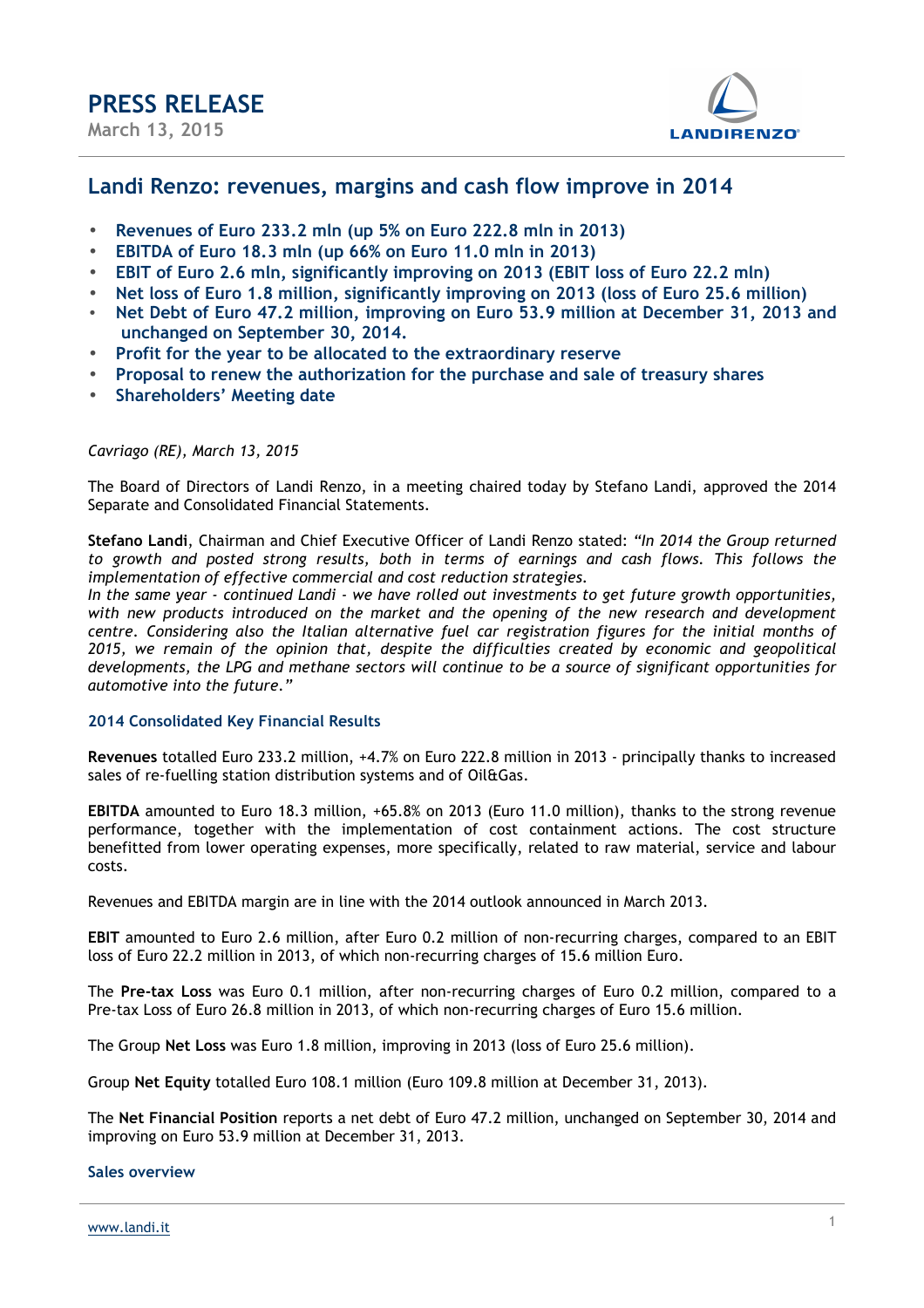# PRESS RELEASE

March 13, 2015

## Landi Renzo: revenues, margins and cash flow improve in 2014

- **Revenues of Euro 233.2 mln (up 5% on Euro 222.8 mln in 2013)**
- **EBITDA of Euro 18.3 mln (up 66% on Euro 11.0 mln in 2013)**
- **EBIT of Euro 2.6 mln, significantly improving on 2013 (EBIT loss of Euro 22.2 mln)**
- **Net loss of Euro 1.8 million, significantly improving on 2013 (loss of Euro 25.6 million)**
- **Net Debt of Euro 47.2 million, improving on Euro 53.9 million at December 31, 2013 and unchanged on September 30, 2014.**
- **Profit for the year to be allocated to the extraordinary reserve**
- **Proposal to renew the authorization for the purchase and sale of treasury shares**
- **Shareholders' Meeting date**

*Cavriago (RE), March 13, 2015*

The Board of Directors of Landi Renzo, in a meeting chaired today by Stefano Landi, approved the 2014 Separate and Consolidated Financial Statements.

**Stefano Landi**, Chairman and Chief Executive Officer of Landi Renzo stated: *"In 2014 the Group returned to growth and posted strong results, both in terms of earnings and cash flows. This follows the implementation of effective commercial and cost reduction strategies.*
*In the same year - continued Landi - we have rolled out investments to get future growth opportunities, with new products introduced on the market and the opening of the new research and development centre. Considering also the Italian alternative fuel car registration figures for the initial months of 2015, we remain of the opinion that, despite the difficulties created by economic and geopolitical developments, the LPG and methane sectors will continue to be a source of significant opportunities for automotive into the future."*

### 2014 Consolidated Key Financial Results

**Revenues** totalled Euro 233.2 million, +4.7% on Euro 222.8 million in 2013 - principally thanks to increased sales of re-fuelling station distribution systems and of Oil&Gas.

**EBITDA** amounted to Euro 18.3 million, +65.8% on 2013 (Euro 11.0 million), thanks to the strong revenue performance, together with the implementation of cost containment actions. The cost structure benefitted from lower operating expenses, more specifically, related to raw material, service and labour costs.

Revenues and EBITDA margin are in line with the 2014 outlook announced in March 2013.

**EBIT** amounted to Euro 2.6 million, after Euro 0.2 million of non-recurring charges, compared to an EBIT loss of Euro 22.2 million in 2013, of which non-recurring charges of 15.6 million Euro.

The **Pre-tax Loss** was Euro 0.1 million, after non-recurring charges of Euro 0.2 million, compared to a Pre-tax Loss of Euro 26.8 million in 2013, of which non-recurring charges of Euro 15.6 million.

The Group **Net Loss** was Euro 1.8 million, improving in 2013 (loss of Euro 25.6 million).

Group **Net Equity** totalled Euro 108.1 million (Euro 109.8 million at December 31, 2013).

The **Net Financial Position** reports a net debt of Euro 47.2 million, unchanged on September 30, 2014 and improving on Euro 53.9 million at December 31, 2013.

### Sales overview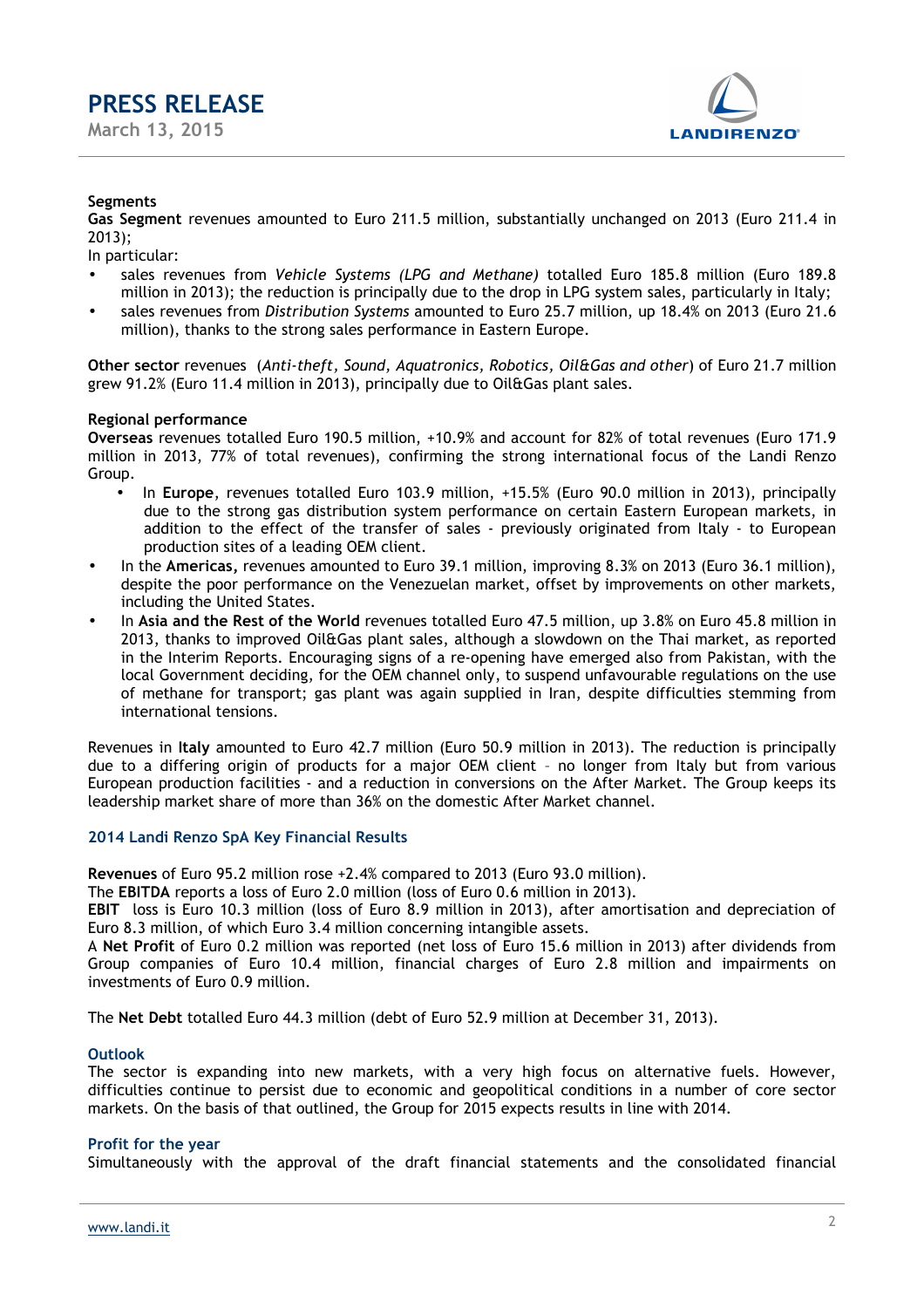**Segments**

**Gas Segment** revenues amounted to Euro 211.5 million, substantially unchanged on 2013 (Euro 211.4 in 2013);

In particular:

- sales revenues from *Vehicle Systems (LPG and Methane)* totalled Euro 185.8 million (Euro 189.8 million in 2013); the reduction is principally due to the drop in LPG system sales, particularly in Italy;
- sales revenues from *Distribution Systems* amounted to Euro 25.7 million, up 18.4% on 2013 (Euro 21.6 million), thanks to the strong sales performance in Eastern Europe.

**Other sector** revenues (*Anti-theft, Sound, Aquatronics, Robotics, Oil&Gas and other*) of Euro 21.7 million grew 91.2% (Euro 11.4 million in 2013), principally due to Oil&Gas plant sales.

**Regional performance**

**Overseas** revenues totalled Euro 190.5 million, +10.9% and account for 82% of total revenues (Euro 171.9 million in 2013, 77% of total revenues), confirming the strong international focus of the Landi Renzo Group.

- In **Europe**, revenues totalled Euro 103.9 million, +15.5% (Euro 90.0 million in 2013), principally due to the strong gas distribution system performance on certain Eastern European markets, in addition to the effect of the transfer of sales - previously originated from Italy - to European production sites of a leading OEM client.
- In the **Americas,** revenues amounted to Euro 39.1 million, improving 8.3% on 2013 (Euro 36.1 million), despite the poor performance on the Venezuelan market, offset by improvements on other markets, including the United States.
- In **Asia and the Rest of the World** revenues totalled Euro 47.5 million, up 3.8% on Euro 45.8 million in 2013, thanks to improved Oil&Gas plant sales, although a slowdown on the Thai market, as reported in the Interim Reports. Encouraging signs of a re-opening have emerged also from Pakistan, with the local Government deciding, for the OEM channel only, to suspend unfavourable regulations on the use of methane for transport; gas plant was again supplied in Iran, despite difficulties stemming from international tensions.

Revenues in **Italy** amounted to Euro 42.7 million (Euro 50.9 million in 2013). The reduction is principally due to a differing origin of products for a major OEM client – no longer from Italy but from various European production facilities - and a reduction in conversions on the After Market. The Group keeps its leadership market share of more than 36% on the domestic After Market channel.

### 2014 Landi Renzo SpA Key Financial Results

**Revenues** of Euro 95.2 million rose +2.4% compared to 2013 (Euro 93.0 million).

The **EBITDA** reports a loss of Euro 2.0 million (loss of Euro 0.6 million in 2013).

**EBIT** loss is Euro 10.3 million (loss of Euro 8.9 million in 2013), after amortisation and depreciation of Euro 8.3 million, of which Euro 3.4 million concerning intangible assets.

A **Net Profit** of Euro 0.2 million was reported (net loss of Euro 15.6 million in 2013) after dividends from Group companies of Euro 10.4 million, financial charges of Euro 2.8 million and impairments on investments of Euro 0.9 million.

The **Net Debt** totalled Euro 44.3 million (debt of Euro 52.9 million at December 31, 2013).

### Outlook

The sector is expanding into new markets, with a very high focus on alternative fuels. However, difficulties continue to persist due to economic and geopolitical conditions in a number of core sector markets. On the basis of that outlined, the Group for 2015 expects results in line with 2014.

### Profit for the year

Simultaneously with the approval of the draft financial statements and the consolidated financial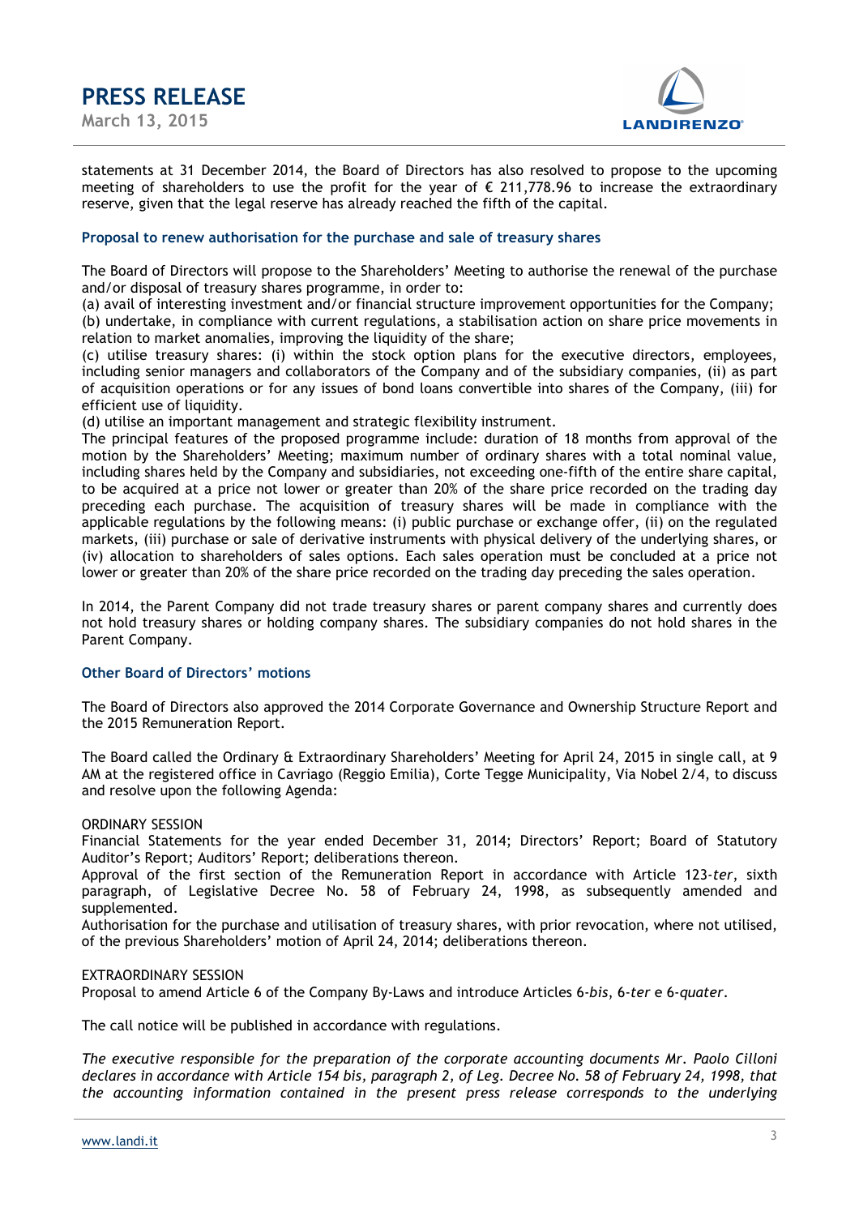statements at 31 December 2014, the Board of Directors has also resolved to propose to the upcoming meeting of shareholders to use the profit for the year of € 211,778.96 to increase the extraordinary reserve, given that the legal reserve has already reached the fifth of the capital.

### Proposal to renew authorisation for the purchase and sale of treasury shares

The Board of Directors will propose to the Shareholders' Meeting to authorise the renewal of the purchase and/or disposal of treasury shares programme, in order to:
(a) avail of interesting investment and/or financial structure improvement opportunities for the Company;
(b) undertake, in compliance with current regulations, a stabilisation action on share price movements in relation to market anomalies, improving the liquidity of the share;
(c) utilise treasury shares: (i) within the stock option plans for the executive directors, employees, including senior managers and collaborators of the Company and of the subsidiary companies, (ii) as part of acquisition operations or for any issues of bond loans convertible into shares of the Company, (iii) for efficient use of liquidity.
(d) utilise an important management and strategic flexibility instrument.
The principal features of the proposed programme include: duration of 18 months from approval of the motion by the Shareholders' Meeting; maximum number of ordinary shares with a total nominal value, including shares held by the Company and subsidiaries, not exceeding one-fifth of the entire share capital, to be acquired at a price not lower or greater than 20% of the share price recorded on the trading day preceding each purchase. The acquisition of treasury shares will be made in compliance with the applicable regulations by the following means: (i) public purchase or exchange offer, (ii) on the regulated markets, (iii) purchase or sale of derivative instruments with physical delivery of the underlying shares, or (iv) allocation to shareholders of sales options. Each sales operation must be concluded at a price not lower or greater than 20% of the share price recorded on the trading day preceding the sales operation.

In 2014, the Parent Company did not trade treasury shares or parent company shares and currently does not hold treasury shares or holding company shares. The subsidiary companies do not hold shares in the Parent Company.

### Other Board of Directors' motions

The Board of Directors also approved the 2014 Corporate Governance and Ownership Structure Report and the 2015 Remuneration Report.

The Board called the Ordinary & Extraordinary Shareholders' Meeting for April 24, 2015 in single call, at 9 AM at the registered office in Cavriago (Reggio Emilia), Corte Tegge Municipality, Via Nobel 2/4, to discuss and resolve upon the following Agenda:

ORDINARY SESSION
Financial Statements for the year ended December 31, 2014; Directors' Report; Board of Statutory Auditor's Report; Auditors' Report; deliberations thereon.
Approval of the first section of the Remuneration Report in accordance with Article 123-*ter*, sixth paragraph, of Legislative Decree No. 58 of February 24, 1998, as subsequently amended and supplemented.
Authorisation for the purchase and utilisation of treasury shares, with prior revocation, where not utilised, of the previous Shareholders' motion of April 24, 2014; deliberations thereon.

EXTRAORDINARY SESSION
Proposal to amend Article 6 of the Company By-Laws and introduce Articles 6-*bis*, 6-*ter* e 6-*quater*.

The call notice will be published in accordance with regulations.

*The executive responsible for the preparation of the corporate accounting documents Mr. Paolo Cilloni declares in accordance with Article 154 bis, paragraph 2, of Leg. Decree No. 58 of February 24, 1998, that the accounting information contained in the present press release corresponds to the underlying*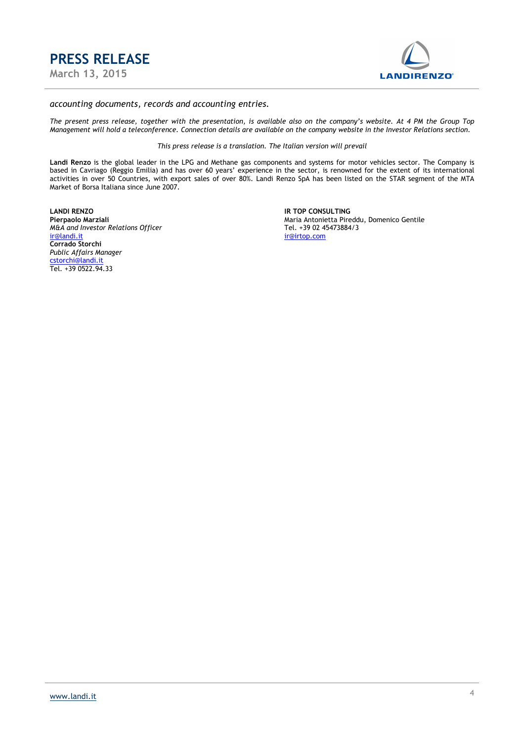*accounting documents, records and accounting entries.*

*The present press release, together with the presentation, is available also on the company's website. At 4 PM the Group Top Management will hold a teleconference. Connection details are available on the company website in the Investor Relations section.*

*This press release is a translation. The Italian version will prevail*

**Landi Renzo** is the global leader in the LPG and Methane gas components and systems for motor vehicles sector. The Company is based in Cavriago (Reggio Emilia) and has over 60 years' experience in the sector, is renowned for the extent of its international activities in over 50 Countries, with export sales of over 80%. Landi Renzo SpA has been listed on the STAR segment of the MTA Market of Borsa Italiana since June 2007.

**LANDI RENZO**
**Pierpaolo Marziali**
*M&A and Investor Relations Officer*
ir@landi.it
**Corrado Storchi**
*Public Affairs Manager*
cstorchi@landi.it
Tel. +39 0522.94.33

**IR TOP CONSULTING**
Maria Antonietta Pireddu, Domenico Gentile
Tel. +39 02 45473884/3
ir@irtop.com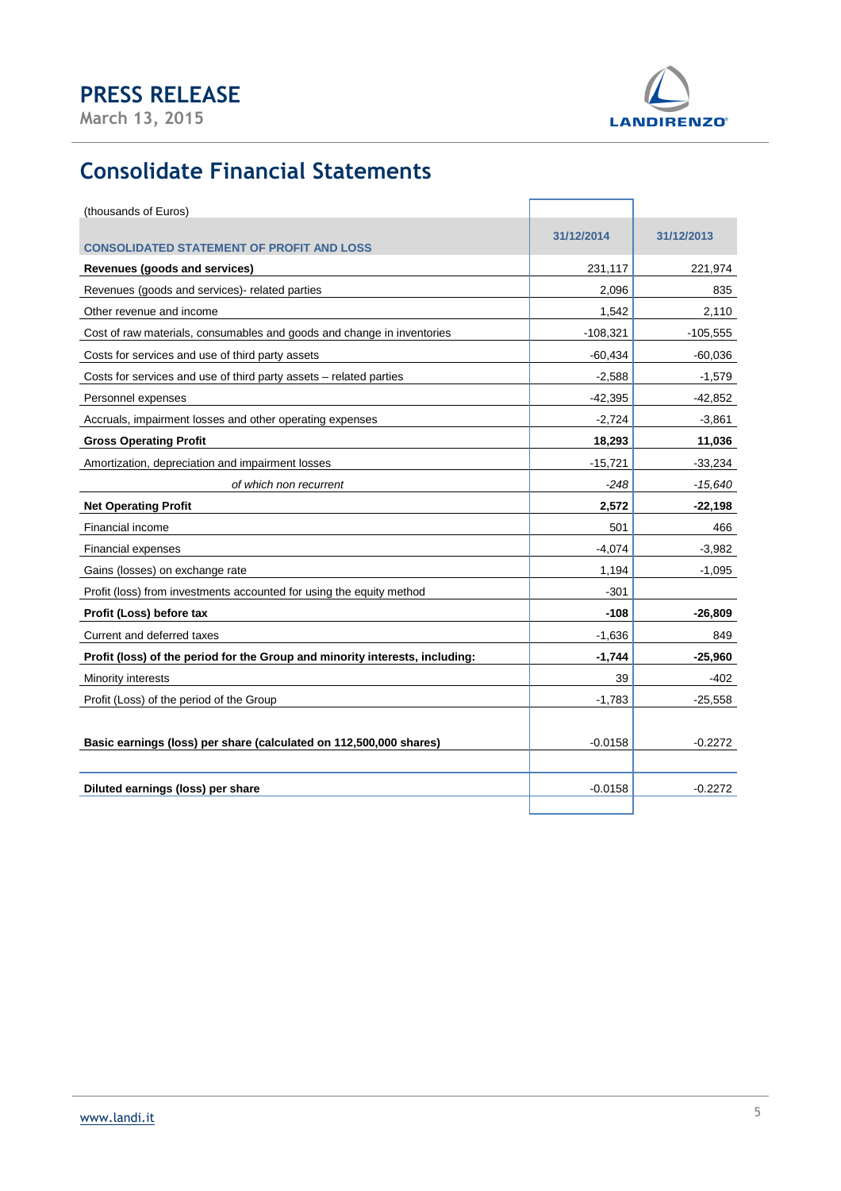# Consolidate Financial Statements

(thousands of Euros)

| CONSOLIDATED STATEMENT OF PROFIT AND LOSS | 31/12/2014 | 31/12/2013 |
|---|---|---|
| **Revenues (goods and services)** | 231,117 | 221,974 |
| Revenues (goods and services)- related parties | 2,096 | 835 |
| Other revenue and income | 1,542 | 2,110 |
| Cost of raw materials, consumables and goods and change in inventories | -108,321 | -105,555 |
| Costs for services and use of third party assets | -60,434 | -60,036 |
| Costs for services and use of third party assets – related parties | -2,588 | -1,579 |
| Personnel expenses | -42,395 | -42,852 |
| Accruals, impairment losses and other operating expenses | -2,724 | -3,861 |
| **Gross Operating Profit** | **18,293** | **11,036** |
| Amortization, depreciation and impairment losses | -15,721 | -33,234 |
| *of which non recurrent* | *-248* | *-15,640* |
| **Net Operating Profit** | **2,572** | **-22,198** |
| Financial income | 501 | 466 |
| Financial expenses | -4,074 | -3,982 |
| Gains (losses) on exchange rate | 1,194 | -1,095 |
| Profit (loss) from investments accounted for using the equity method | -301 | |
| **Profit (Loss) before tax** | **-108** | **-26,809** |
| Current and deferred taxes | -1,636 | 849 |
| **Profit (loss) of the period for the Group and minority interests, including:** | **-1,744** | **-25,960** |
| Minority interests | 39 | -402 |
| Profit (Loss) of the period of the Group | -1,783 | -25,558 |
| | | |
| **Basic earnings (loss) per share (calculated on 112,500,000 shares)** | -0.0158 | -0.2272 |
| | | |
| **Diluted earnings (loss) per share** | -0.0158 | -0.2272 |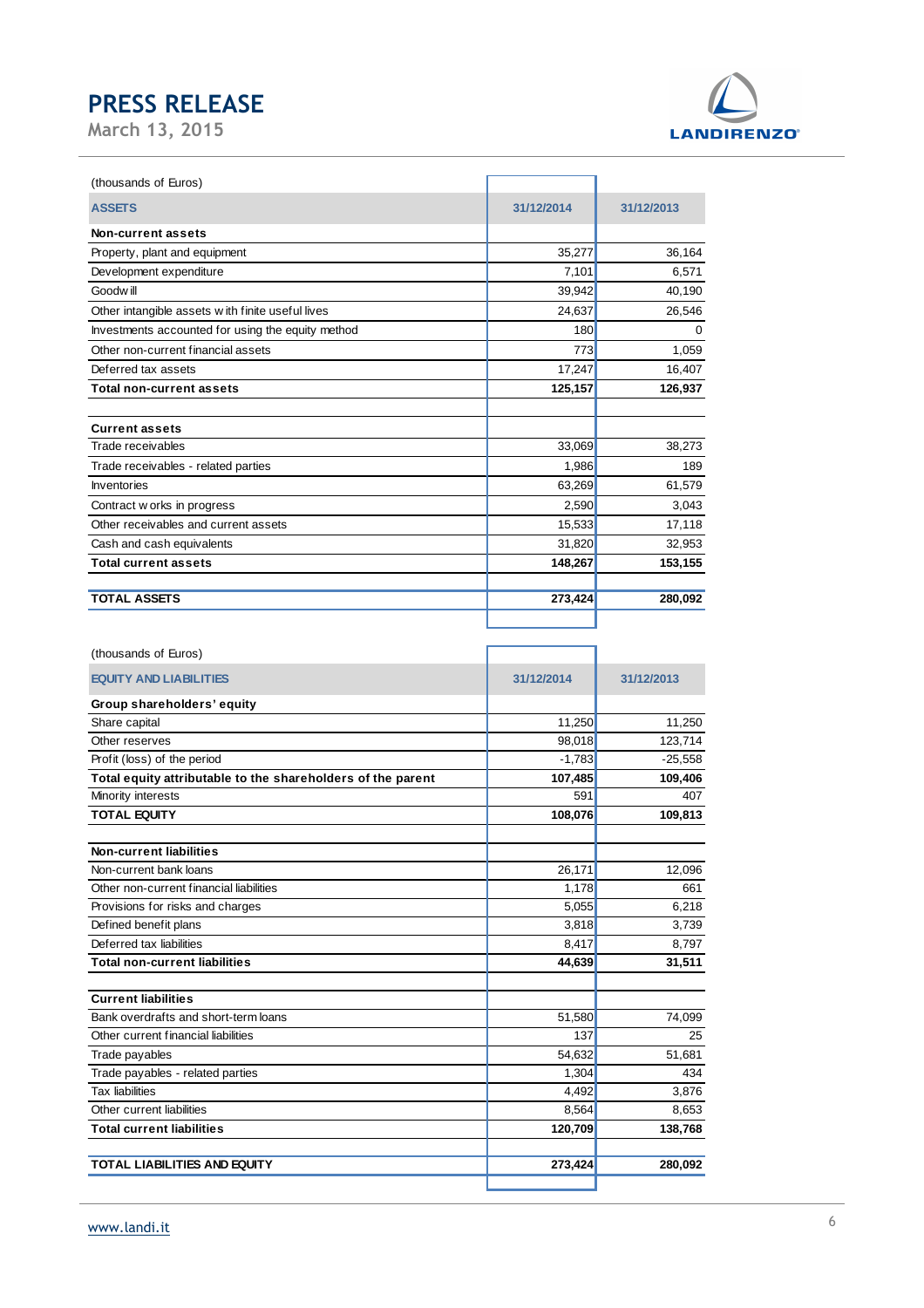(thousands of Euros)

| ASSETS | 31/12/2014 | 31/12/2013 |
|---|---|---|
| **Non-current assets** | | |
| Property, plant and equipment | 35,277 | 36,164 |
| Development expenditure | 7,101 | 6,571 |
| Goodwill | 39,942 | 40,190 |
| Other intangible assets with finite useful lives | 24,637 | 26,546 |
| Investments accounted for using the equity method | 180 | 0 |
| Other non-current financial assets | 773 | 1,059 |
| Deferred tax assets | 17,247 | 16,407 |
| **Total non-current assets** | **125,157** | **126,937** |
| | | |
| **Current assets** | | |
| Trade receivables | 33,069 | 38,273 |
| Trade receivables - related parties | 1,986 | 189 |
| Inventories | 63,269 | 61,579 |
| Contract works in progress | 2,590 | 3,043 |
| Other receivables and current assets | 15,533 | 17,118 |
| Cash and cash equivalents | 31,820 | 32,953 |
| **Total current assets** | **148,267** | **153,155** |
| | | |
| **TOTAL ASSETS** | **273,424** | **280,092** |

(thousands of Euros)

| EQUITY AND LIABILITIES | 31/12/2014 | 31/12/2013 |
|---|---|---|
| **Group shareholders' equity** | | |
| Share capital | 11,250 | 11,250 |
| Other reserves | 98,018 | 123,714 |
| Profit (loss) of the period | -1,783 | -25,558 |
| **Total equity attributable to the shareholders of the parent** | **107,485** | **109,406** |
| Minority interests | 591 | 407 |
| **TOTAL EQUITY** | **108,076** | **109,813** |
| | | |
| **Non-current liabilities** | | |
| Non-current bank loans | 26,171 | 12,096 |
| Other non-current financial liabilities | 1,178 | 661 |
| Provisions for risks and charges | 5,055 | 6,218 |
| Defined benefit plans | 3,818 | 3,739 |
| Deferred tax liabilities | 8,417 | 8,797 |
| **Total non-current liabilities** | **44,639** | **31,511** |
| | | |
| **Current liabilities** | | |
| Bank overdrafts and short-term loans | 51,580 | 74,099 |
| Other current financial liabilities | 137 | 25 |
| Trade payables | 54,632 | 51,681 |
| Trade payables - related parties | 1,304 | 434 |
| Tax liabilities | 4,492 | 3,876 |
| Other current liabilities | 8,564 | 8,653 |
| **Total current liabilities** | **120,709** | **138,768** |
| | | |
| **TOTAL LIABILITIES AND EQUITY** | **273,424** | **280,092** |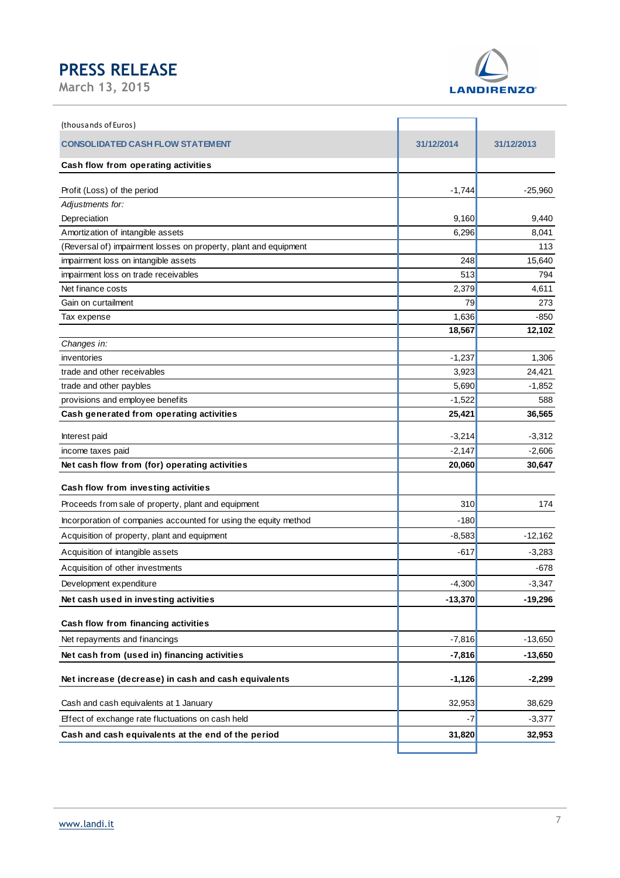# PRESS RELEASE

March 13, 2015

(thousands of Euros)

| CONSOLIDATED CASH FLOW STATEMENT | 31/12/2014 | 31/12/2013 |
|---|---|---|
| **Cash flow from operating activities** | | |
| Profit (Loss) of the period | -1,744 | -25,960 |
| *Adjustments for:* | | |
| Depreciation | 9,160 | 9,440 |
| Amortization of intangible assets | 6,296 | 8,041 |
| (Reversal of) impairment losses on property, plant and equipment | | 113 |
| impairment loss on intangible assets | 248 | 15,640 |
| impairment loss on trade receivables | 513 | 794 |
| Net finance costs | 2,379 | 4,611 |
| Gain on curtailment | 79 | 273 |
| Tax expense | 1,636 | -850 |
| | **18,567** | **12,102** |
| *Changes in:* | | |
| inventories | -1,237 | 1,306 |
| trade and other receivables | 3,923 | 24,421 |
| trade and other paybles | 5,690 | -1,852 |
| provisions and employee benefits | -1,522 | 588 |
| **Cash generated from operating activities** | **25,421** | **36,565** |
| Interest paid | -3,214 | -3,312 |
| income taxes paid | -2,147 | -2,606 |
| **Net cash flow from (for) operating activities** | **20,060** | **30,647** |
| **Cash flow from investing activities** | | |
| Proceeds from sale of property, plant and equipment | 310 | 174 |
| Incorporation of companies accounted for using the equity method | -180 | |
| Acquisition of property, plant and equipment | -8,583 | -12,162 |
| Acquisition of intangible assets | -617 | -3,283 |
| Acquisition of other investments | | -678 |
| Development expenditure | -4,300 | -3,347 |
| **Net cash used in investing activities** | **-13,370** | **-19,296** |
| **Cash flow from financing activities** | | |
| Net repayments and financings | -7,816 | -13,650 |
| **Net cash from (used in) financing activities** | **-7,816** | **-13,650** |
| **Net increase (decrease) in cash and cash equivalents** | **-1,126** | **-2,299** |
| Cash and cash equivalents at 1 January | 32,953 | 38,629 |
| Effect of exchange rate fluctuations on cash held | -7 | -3,377 |
| **Cash and cash equivalents at the end of the period** | **31,820** | **32,953** |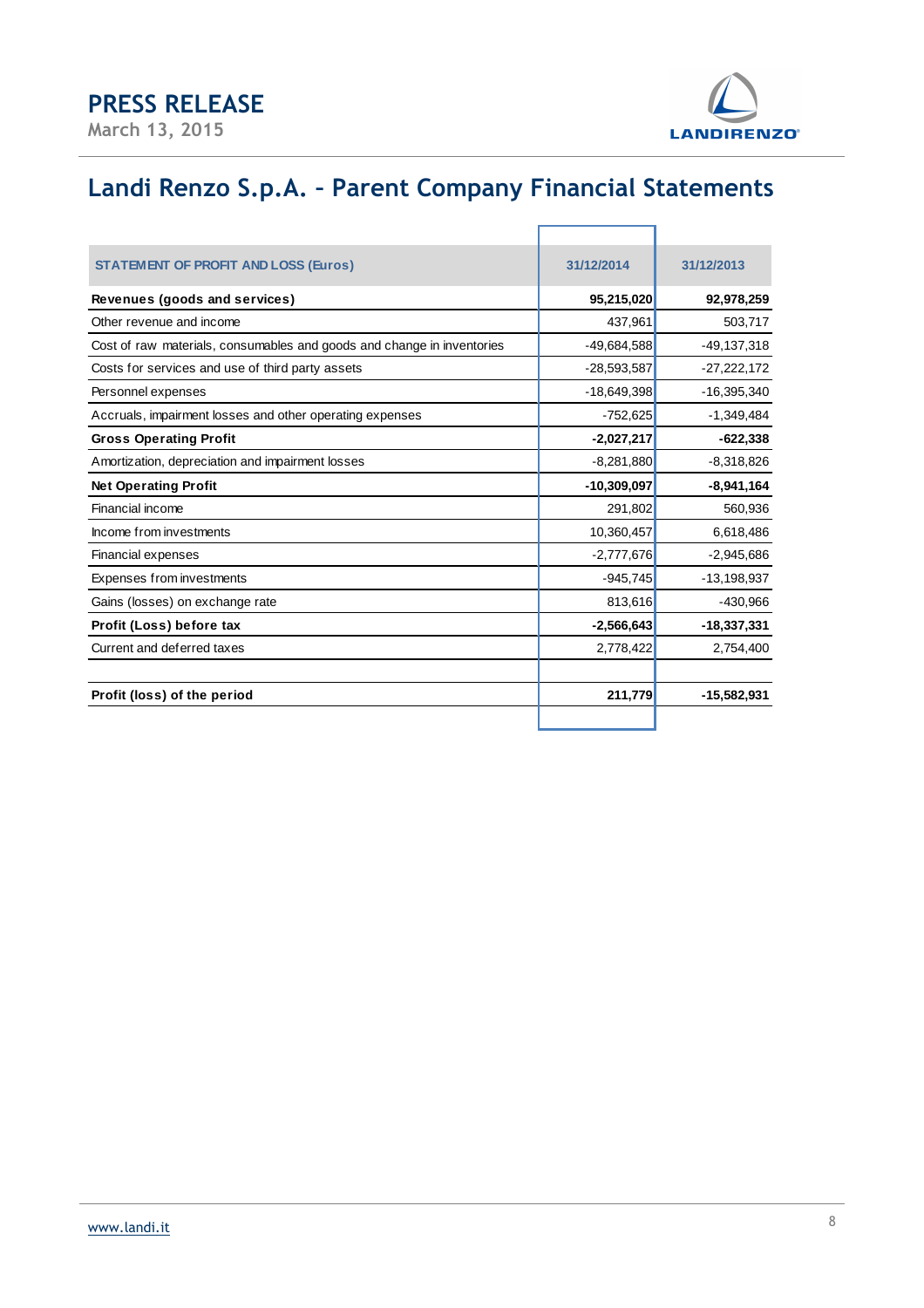# PRESS RELEASE

March 13, 2015

## Landi Renzo S.p.A. – Parent Company Financial Statements

| STATEMENT OF PROFIT AND LOSS (Euros) | 31/12/2014 | 31/12/2013 |
|---|---|---|
| **Revenues (goods and services)** | **95,215,020** | **92,978,259** |
| Other revenue and income | 437,961 | 503,717 |
| Cost of raw materials, consumables and goods and change in inventories | -49,684,588 | -49,137,318 |
| Costs for services and use of third party assets | -28,593,587 | -27,222,172 |
| Personnel expenses | -18,649,398 | -16,395,340 |
| Accruals, impairment losses and other operating expenses | -752,625 | -1,349,484 |
| **Gross Operating Profit** | **-2,027,217** | **-622,338** |
| Amortization, depreciation and impairment losses | -8,281,880 | -8,318,826 |
| **Net Operating Profit** | **-10,309,097** | **-8,941,164** |
| Financial income | 291,802 | 560,936 |
| Income from investments | 10,360,457 | 6,618,486 |
| Financial expenses | -2,777,676 | -2,945,686 |
| Expenses from investments | -945,745 | -13,198,937 |
| Gains (losses) on exchange rate | 813,616 | -430,966 |
| **Profit (Loss) before tax** | **-2,566,643** | **-18,337,331** |
| Current and deferred taxes | 2,778,422 | 2,754,400 |
| | | |
| **Profit (loss) of the period** | **211,779** | **-15,582,931** |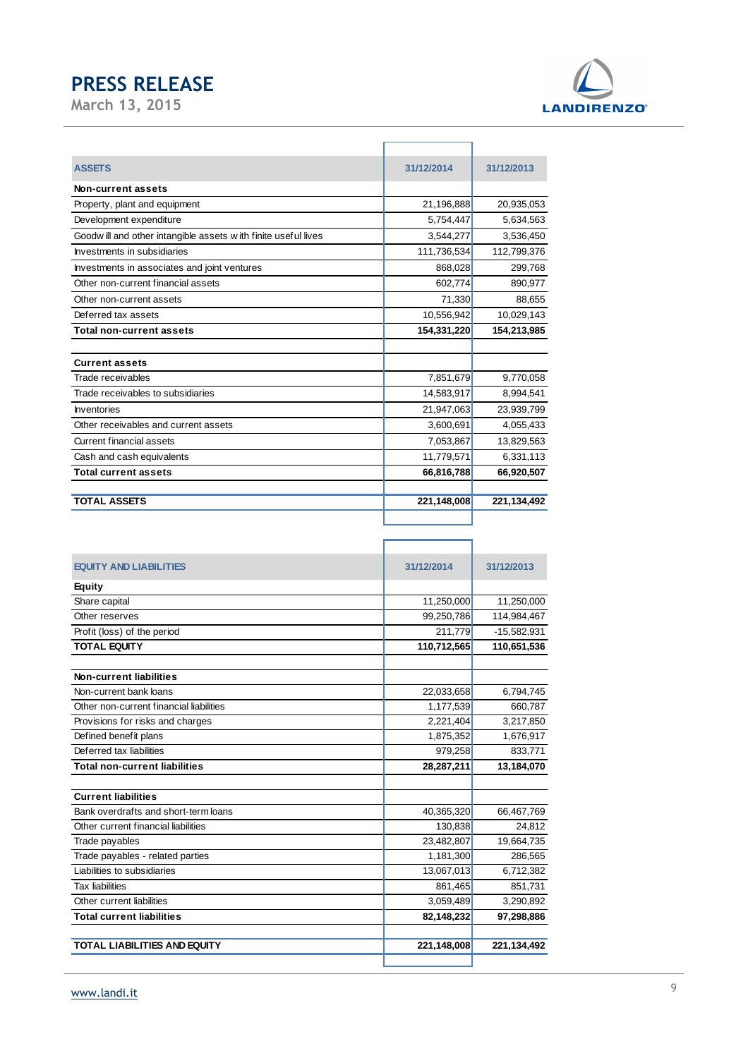| ASSETS | 31/12/2014 | 31/12/2013 |
|---|---|---|
| **Non-current assets** | | |
| Property, plant and equipment | 21,196,888 | 20,935,053 |
| Development expenditure | 5,754,447 | 5,634,563 |
| Goodwill and other intangible assets with finite useful lives | 3,544,277 | 3,536,450 |
| Investments in subsidiaries | 111,736,534 | 112,799,376 |
| Investments in associates and joint ventures | 868,028 | 299,768 |
| Other non-current financial assets | 602,774 | 890,977 |
| Other non-current assets | 71,330 | 88,655 |
| Deferred tax assets | 10,556,942 | 10,029,143 |
| **Total non-current assets** | **154,331,220** | **154,213,985** |
| | | |
| **Current assets** | | |
| Trade receivables | 7,851,679 | 9,770,058 |
| Trade receivables to subsidiaries | 14,583,917 | 8,994,541 |
| Inventories | 21,947,063 | 23,939,799 |
| Other receivables and current assets | 3,600,691 | 4,055,433 |
| Current financial assets | 7,053,867 | 13,829,563 |
| Cash and cash equivalents | 11,779,571 | 6,331,113 |
| **Total current assets** | **66,816,788** | **66,920,507** |
| | | |
| **TOTAL ASSETS** | **221,148,008** | **221,134,492** |

| EQUITY AND LIABILITIES | 31/12/2014 | 31/12/2013 |
|---|---|---|
| **Equity** | | |
| Share capital | 11,250,000 | 11,250,000 |
| Other reserves | 99,250,786 | 114,984,467 |
| Profit (loss) of the period | 211,779 | -15,582,931 |
| **TOTAL EQUITY** | **110,712,565** | **110,651,536** |
| | | |
| **Non-current liabilities** | | |
| Non-current bank loans | 22,033,658 | 6,794,745 |
| Other non-current financial liabilities | 1,177,539 | 660,787 |
| Provisions for risks and charges | 2,221,404 | 3,217,850 |
| Defined benefit plans | 1,875,352 | 1,676,917 |
| Deferred tax liabilities | 979,258 | 833,771 |
| **Total non-current liabilities** | **28,287,211** | **13,184,070** |
| | | |
| **Current liabilities** | | |
| Bank overdrafts and short-term loans | 40,365,320 | 66,467,769 |
| Other current financial liabilities | 130,838 | 24,812 |
| Trade payables | 23,482,807 | 19,664,735 |
| Trade payables - related parties | 1,181,300 | 286,565 |
| Liabilities to subsidiaries | 13,067,013 | 6,712,382 |
| Tax liabilities | 861,465 | 851,731 |
| Other current liabilities | 3,059,489 | 3,290,892 |
| **Total current liabilities** | **82,148,232** | **97,298,886** |
| | | |
| **TOTAL LIABILITIES AND EQUITY** | **221,148,008** | **221,134,492** |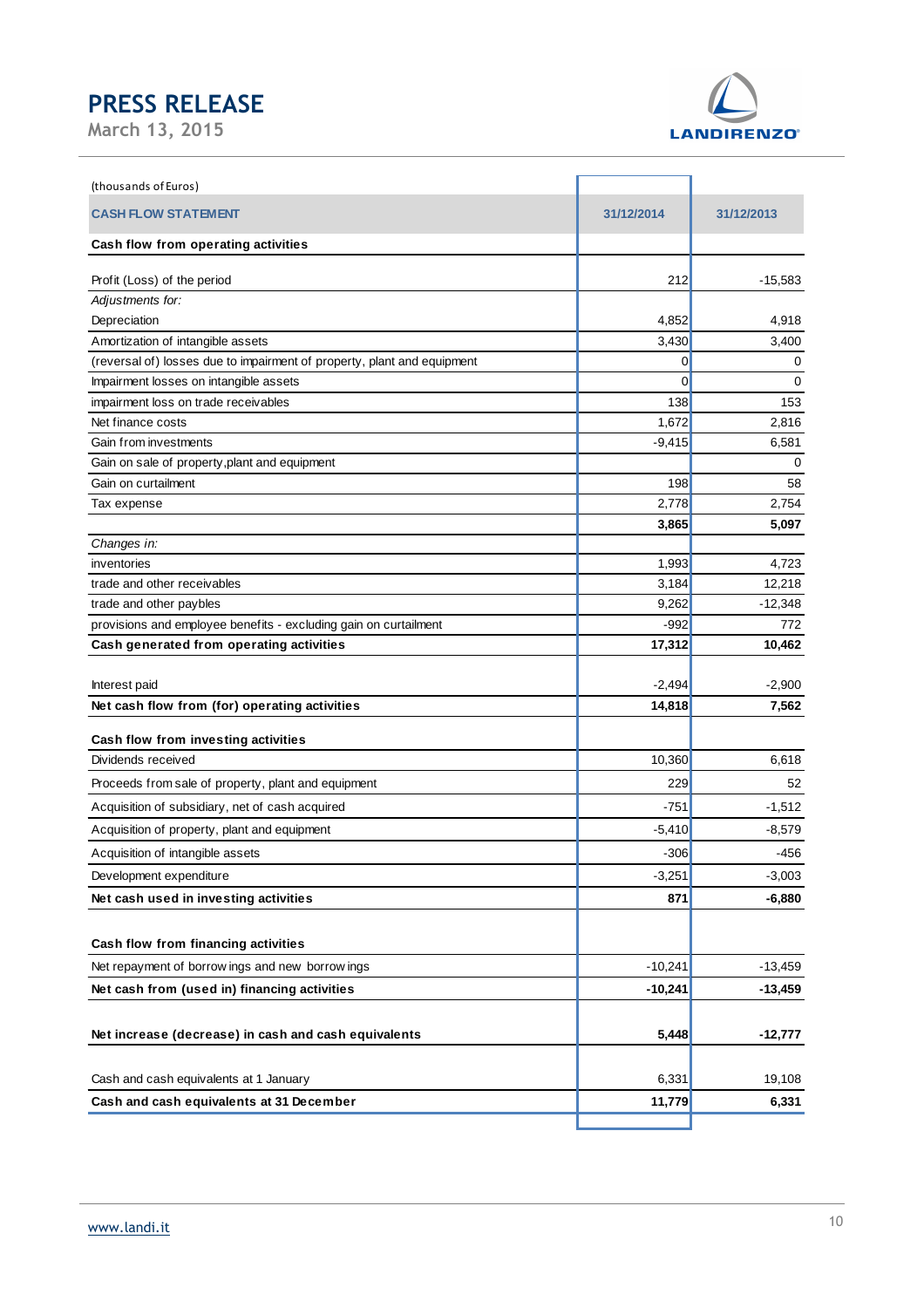# PRESS RELEASE

March 13, 2015

(thousands of Euros)

| CASH FLOW STATEMENT | 31/12/2014 | 31/12/2013 |
|---|---|---|
| **Cash flow from operating activities** | | |
| Profit (Loss) of the period | 212 | -15,583 |
| *Adjustments for:* | | |
| Depreciation | 4,852 | 4,918 |
| Amortization of intangible assets | 3,430 | 3,400 |
| (reversal of) losses due to impairment of property, plant and equipment | 0 | 0 |
| Impairment losses on intangible assets | 0 | 0 |
| impairment loss on trade receivables | 138 | 153 |
| Net finance costs | 1,672 | 2,816 |
| Gain from investments | -9,415 | 6,581 |
| Gain on sale of property,plant and equipment | | 0 |
| Gain on curtailment | 198 | 58 |
| Tax expense | 2,778 | 2,754 |
| | **3,865** | **5,097** |
| *Changes in:* | | |
| inventories | 1,993 | 4,723 |
| trade and other receivables | 3,184 | 12,218 |
| trade and other paybles | 9,262 | -12,348 |
| provisions and employee benefits - excluding gain on curtailment | -992 | 772 |
| **Cash generated from operating activities** | **17,312** | **10,462** |
| Interest paid | -2,494 | -2,900 |
| **Net cash flow from (for) operating activities** | **14,818** | **7,562** |
| **Cash flow from investing activities** | | |
| Dividends received | 10,360 | 6,618 |
| Proceeds from sale of property, plant and equipment | 229 | 52 |
| Acquisition of subsidiary, net of cash acquired | -751 | -1,512 |
| Acquisition of property, plant and equipment | -5,410 | -8,579 |
| Acquisition of intangible assets | -306 | -456 |
| Development expenditure | -3,251 | -3,003 |
| **Net cash used in investing activities** | **871** | **-6,880** |
| **Cash flow from financing activities** | | |
| Net repayment of borrowings and new borrowings | -10,241 | -13,459 |
| **Net cash from (used in) financing activities** | **-10,241** | **-13,459** |
| **Net increase (decrease) in cash and cash equivalents** | **5,448** | **-12,777** |
| Cash and cash equivalents at 1 January | 6,331 | 19,108 |
| **Cash and cash equivalents at 31 December** | **11,779** | **6,331** |

www.landi.it